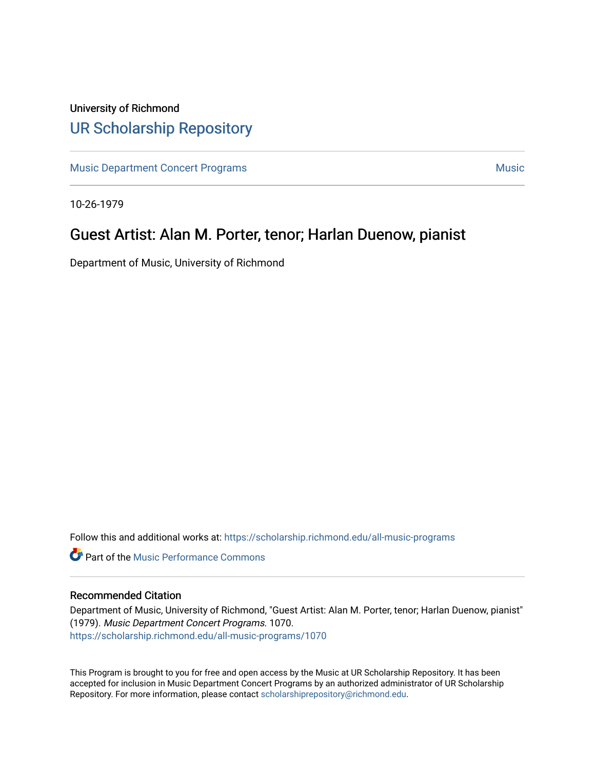University of Richmond

# UR Scholarship Repository

Music Department Concert Programs | Music

10-26-1979

## Guest Artist: Alan M. Porter, tenor; Harlan Duenow, pianist

Department of Music, University of Richmond

Follow this and additional works at: https://scholarship.richmond.edu/all-music-programs

Part of the Music Performance Commons

### Recommended Citation

Department of Music, University of Richmond, "Guest Artist: Alan M. Porter, tenor; Harlan Duenow, pianist" (1979). *Music Department Concert Programs*. 1070.
https://scholarship.richmond.edu/all-music-programs/1070

This Program is brought to you for free and open access by the Music at UR Scholarship Repository. It has been accepted for inclusion in Music Department Concert Programs by an authorized administrator of UR Scholarship Repository. For more information, please contact scholarshiprepository@richmond.edu.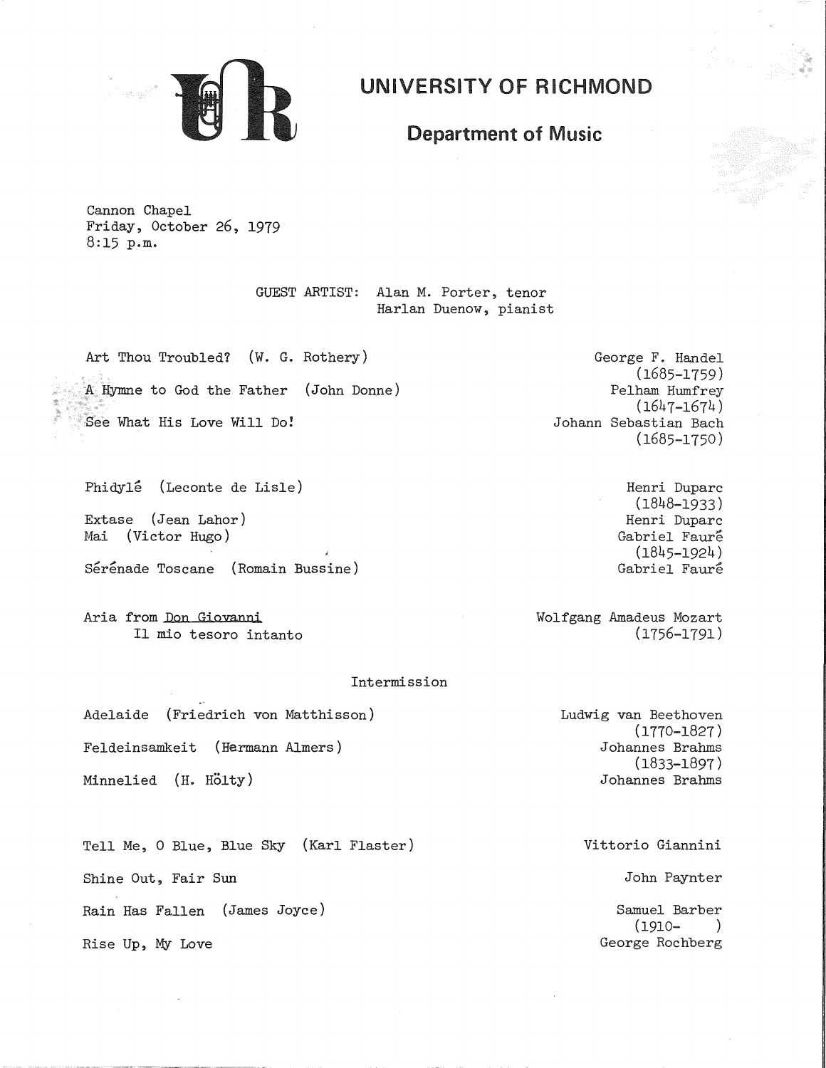# UNIVERSITY OF RICHMOND

## Department of Music

Cannon Chapel
Friday, October 26, 1979
8:15 p.m.

GUEST ARTIST: Alan M. Porter, tenor
Harlan Duenow, pianist

| | |
|---|---|
| Art Thou Troubled? (W. G. Rothery) | George F. Handel (1685-1759) |
| A Hymne to God the Father (John Donne) | Pelham Humfrey (1647-1674) |
| See What His Love Will Do! | Johann Sebastian Bach (1685-1750) |
| Phidylé (Leconte de Lisle) | Henri Duparc (1848-1933) |
| Extase (Jean Lahor) | Henri Duparc |
| Mai (Victor Hugo) | Gabriel Fauré (1845-1924) |
| Sérénade Toscane (Romain Bussine) | Gabriel Fauré |
| Aria from Don Giovanni<br>Il mio tesoro intanto | Wolfgang Amadeus Mozart (1756-1791) |

Intermission

| | |
|---|---|
| Adelaide (Friedrich von Matthisson) | Ludwig van Beethoven (1770-1827) |
| Feldeinsamkeit (Hermann Almers) | Johannes Brahms (1833-1897) |
| Minnelied (H. Hölty) | Johannes Brahms |
| Tell Me, O Blue, Blue Sky (Karl Flaster) | Vittorio Giannini |
| Shine Out, Fair Sun | John Paynter |
| Rain Has Fallen (James Joyce) | Samuel Barber (1910- ) |
| Rise Up, My Love | George Rochberg |